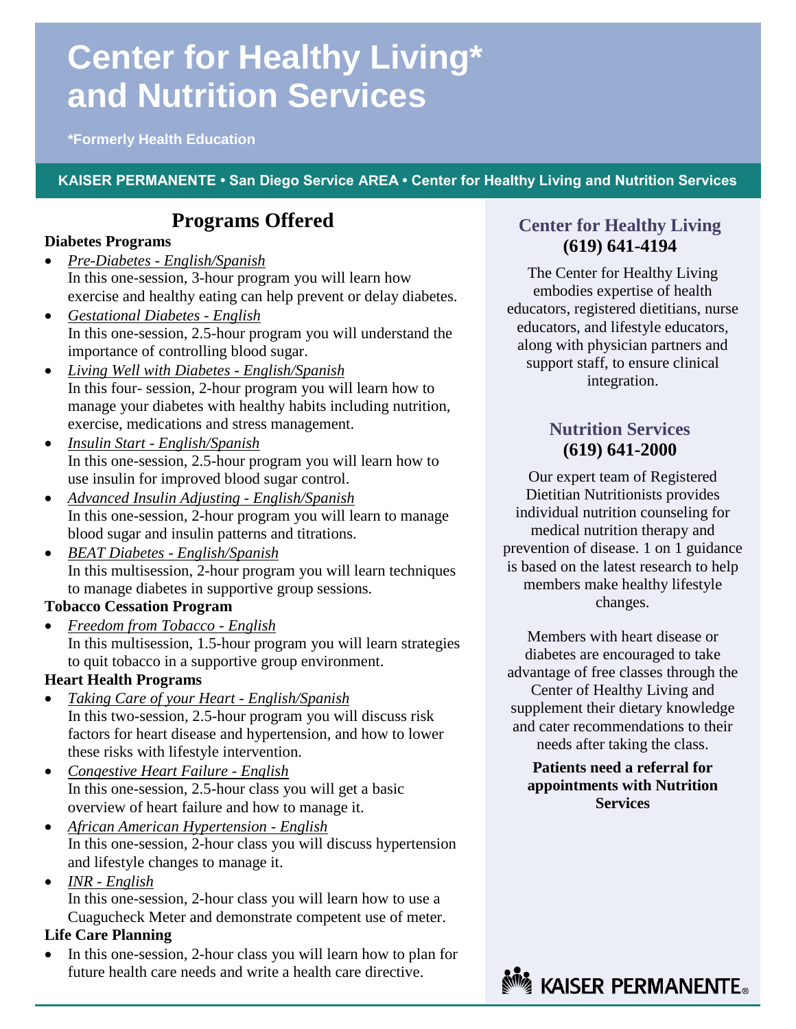# Center for Healthy Living* and Nutrition Services

***Formerly Health Education**

**KAISER PERMANENTE • San Diego Service AREA • Center for Healthy Living and Nutrition Services**

## Programs Offered

### Diabetes Programs

- *Pre-Diabetes - English/Spanish*
  In this one-session, 3-hour program you will learn how exercise and healthy eating can help prevent or delay diabetes.
- *Gestational Diabetes - English*
  In this one-session, 2.5-hour program you will understand the importance of controlling blood sugar.
- *Living Well with Diabetes - English/Spanish*
  In this four- session, 2-hour program you will learn how to manage your diabetes with healthy habits including nutrition, exercise, medications and stress management.
- *Insulin Start - English/Spanish*
  In this one-session, 2.5-hour program you will learn how to use insulin for improved blood sugar control.
- *Advanced Insulin Adjusting - English/Spanish*
  In this one-session, 2-hour program you will learn to manage blood sugar and insulin patterns and titrations.
- *BEAT Diabetes - English/Spanish*
  In this multisession, 2-hour program you will learn techniques to manage diabetes in supportive group sessions.

### Tobacco Cessation Program

- *Freedom from Tobacco - English*
  In this multisession, 1.5-hour program you will learn strategies to quit tobacco in a supportive group environment.

### Heart Health Programs

- *Taking Care of your Heart - English/Spanish*
  In this two-session, 2.5-hour program you will discuss risk factors for heart disease and hypertension, and how to lower these risks with lifestyle intervention.
- *Congestive Heart Failure - English*
  In this one-session, 2.5-hour class you will get a basic overview of heart failure and how to manage it.
- *African American Hypertension - English*
  In this one-session, 2-hour class you will discuss hypertension and lifestyle changes to manage it.
- *INR - English*
  In this one-session, 2-hour class you will learn how to use a Cuagucheck Meter and demonstrate competent use of meter.

### Life Care Planning

- In this one-session, 2-hour class you will learn how to plan for future health care needs and write a health care directive.

## Center for Healthy Living
**(619) 641-4194**

The Center for Healthy Living embodies expertise of health educators, registered dietitians, nurse educators, and lifestyle educators, along with physician partners and support staff, to ensure clinical integration.

## Nutrition Services
**(619) 641-2000**

Our expert team of Registered Dietitian Nutritionists provides individual nutrition counseling for medical nutrition therapy and prevention of disease. 1 on 1 guidance is based on the latest research to help members make healthy lifestyle changes.

Members with heart disease or diabetes are encouraged to take advantage of free classes through the Center of Healthy Living and supplement their dietary knowledge and cater recommendations to their needs after taking the class.

**Patients need a referral for appointments with Nutrition Services**

KAISER PERMANENTE®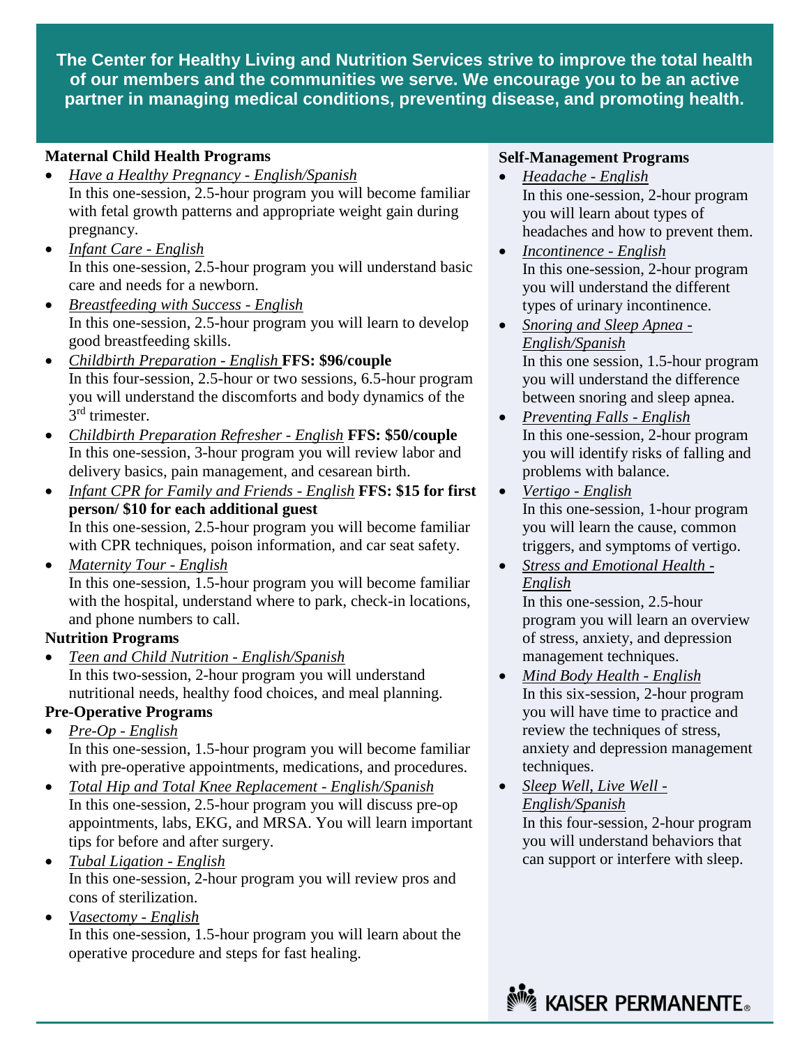**The Center for Healthy Living and Nutrition Services strive to improve the total health of our members and the communities we serve. We encourage you to be an active partner in managing medical conditions, preventing disease, and promoting health.**

**Maternal Child Health Programs**

- *Have a Healthy Pregnancy - English/Spanish*
  In this one-session, 2.5-hour program you will become familiar with fetal growth patterns and appropriate weight gain during pregnancy.
- *Infant Care - English*
  In this one-session, 2.5-hour program you will understand basic care and needs for a newborn.
- *Breastfeeding with Success - English*
  In this one-session, 2.5-hour program you will learn to develop good breastfeeding skills.
- *Childbirth Preparation - English* **FFS: $96/couple**
  In this four-session, 2.5-hour or two sessions, 6.5-hour program you will understand the discomforts and body dynamics of the 3rd trimester.
- *Childbirth Preparation Refresher - English* **FFS: $50/couple**
  In this one-session, 3-hour program you will review labor and delivery basics, pain management, and cesarean birth.
- *Infant CPR for Family and Friends - English* **FFS: $15 for first person/ $10 for each additional guest**
  In this one-session, 2.5-hour program you will become familiar with CPR techniques, poison information, and car seat safety.
- *Maternity Tour - English*
  In this one-session, 1.5-hour program you will become familiar with the hospital, understand where to park, check-in locations, and phone numbers to call.

**Nutrition Programs**

- *Teen and Child Nutrition - English/Spanish*
  In this two-session, 2-hour program you will understand nutritional needs, healthy food choices, and meal planning.

**Pre-Operative Programs**

- *Pre-Op - English*
  In this one-session, 1.5-hour program you will become familiar with pre-operative appointments, medications, and procedures.
- *Total Hip and Total Knee Replacement - English/Spanish*
  In this one-session, 2.5-hour program you will discuss pre-op appointments, labs, EKG, and MRSA. You will learn important tips for before and after surgery.
- *Tubal Ligation - English*
  In this one-session, 2-hour program you will review pros and cons of sterilization.
- *Vasectomy - English*
  In this one-session, 1.5-hour program you will learn about the operative procedure and steps for fast healing.

**Self-Management Programs**

- *Headache - English*
  In this one-session, 2-hour program you will learn about types of headaches and how to prevent them.
- *Incontinence - English*
  In this one-session, 2-hour program you will understand the different types of urinary incontinence.
- *Snoring and Sleep Apnea - English/Spanish*
  In this one session, 1.5-hour program you will understand the difference between snoring and sleep apnea.
- *Preventing Falls - English*
  In this one-session, 2-hour program you will identify risks of falling and problems with balance.
- *Vertigo - English*
  In this one-session, 1-hour program you will learn the cause, common triggers, and symptoms of vertigo.
- *Stress and Emotional Health - English*
  In this one-session, 2.5-hour program you will learn an overview of stress, anxiety, and depression management techniques.
- *Mind Body Health - English*
  In this six-session, 2-hour program you will have time to practice and review the techniques of stress, anxiety and depression management techniques.
- *Sleep Well, Live Well - English/Spanish*
  In this four-session, 2-hour program you will understand behaviors that can support or interfere with sleep.

KAISER PERMANENTE®